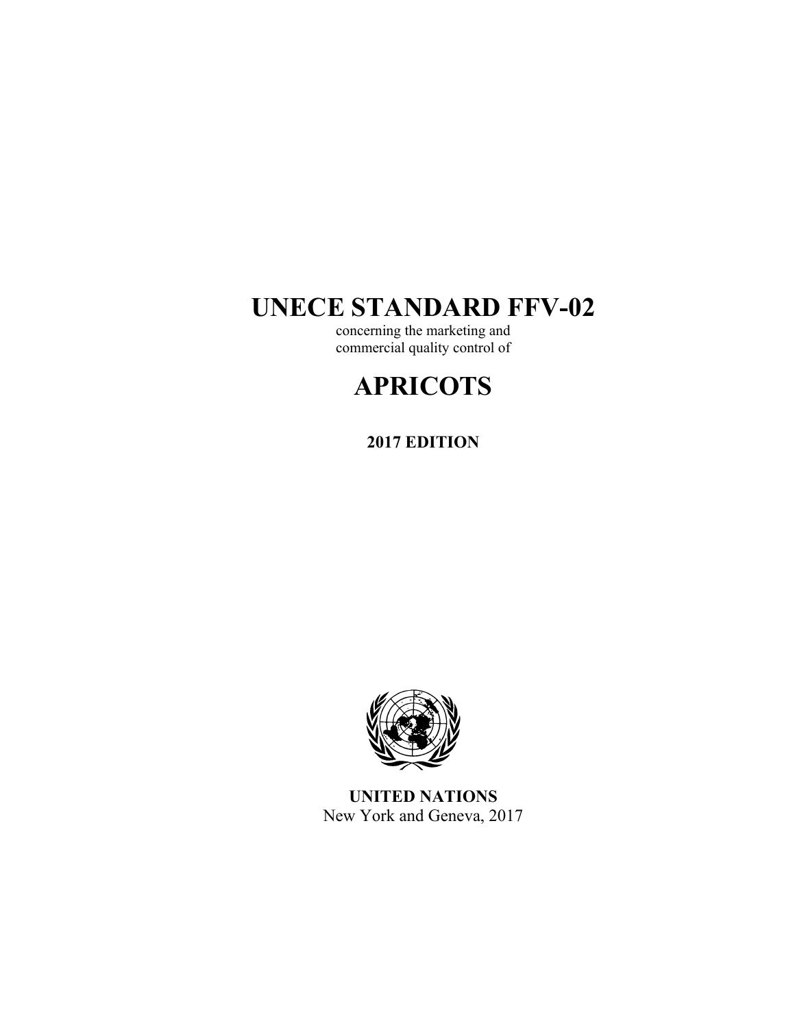# UNECE STANDARD FFV-02

concerning the marketing and
commercial quality control of

# APRICOTS

**2017 EDITION**

**UNITED NATIONS**
New York and Geneva, 2017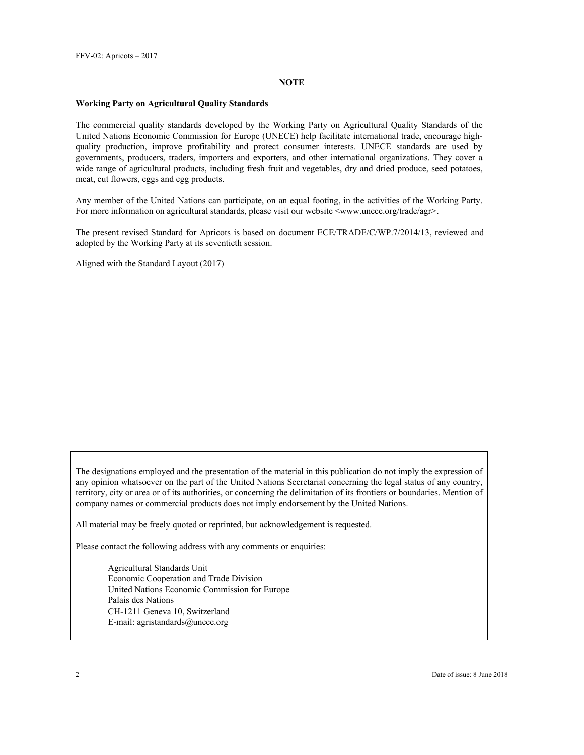## NOTE

### Working Party on Agricultural Quality Standards

The commercial quality standards developed by the Working Party on Agricultural Quality Standards of the United Nations Economic Commission for Europe (UNECE) help facilitate international trade, encourage high-quality production, improve profitability and protect consumer interests. UNECE standards are used by governments, producers, traders, importers and exporters, and other international organizations. They cover a wide range of agricultural products, including fresh fruit and vegetables, dry and dried produce, seed potatoes, meat, cut flowers, eggs and egg products.

Any member of the United Nations can participate, on an equal footing, in the activities of the Working Party. For more information on agricultural standards, please visit our website <www.unece.org/trade/agr>.

The present revised Standard for Apricots is based on document ECE/TRADE/C/WP.7/2014/13, reviewed and adopted by the Working Party at its seventieth session.

Aligned with the Standard Layout (2017)

The designations employed and the presentation of the material in this publication do not imply the expression of any opinion whatsoever on the part of the United Nations Secretariat concerning the legal status of any country, territory, city or area or of its authorities, or concerning the delimitation of its frontiers or boundaries. Mention of company names or commercial products does not imply endorsement by the United Nations.

All material may be freely quoted or reprinted, but acknowledgement is requested.

Please contact the following address with any comments or enquiries:

Agricultural Standards Unit
Economic Cooperation and Trade Division
United Nations Economic Commission for Europe
Palais des Nations
CH-1211 Geneva 10, Switzerland
E-mail: agristandards@unece.org

Date of issue: 8 June 2018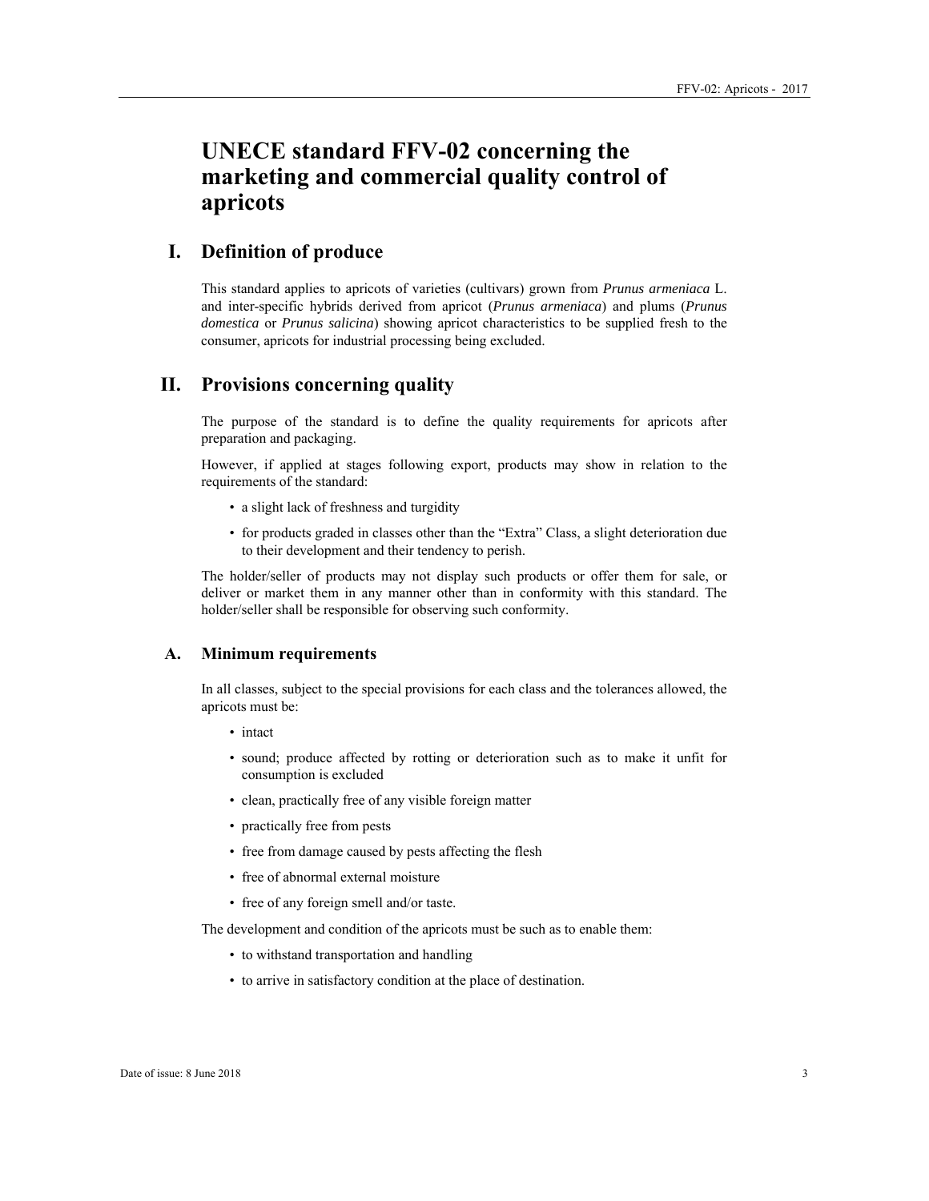# UNECE standard FFV-02 concerning the marketing and commercial quality control of apricots

## I. Definition of produce

This standard applies to apricots of varieties (cultivars) grown from *Prunus armeniaca* L. and inter-specific hybrids derived from apricot (*Prunus armeniaca*) and plums (*Prunus domestica* or *Prunus salicina*) showing apricot characteristics to be supplied fresh to the consumer, apricots for industrial processing being excluded.

## II. Provisions concerning quality

The purpose of the standard is to define the quality requirements for apricots after preparation and packaging.

However, if applied at stages following export, products may show in relation to the requirements of the standard:

- a slight lack of freshness and turgidity
- for products graded in classes other than the "Extra" Class, a slight deterioration due to their development and their tendency to perish.

The holder/seller of products may not display such products or offer them for sale, or deliver or market them in any manner other than in conformity with this standard. The holder/seller shall be responsible for observing such conformity.

### A. Minimum requirements

In all classes, subject to the special provisions for each class and the tolerances allowed, the apricots must be:

- intact
- sound; produce affected by rotting or deterioration such as to make it unfit for consumption is excluded
- clean, practically free of any visible foreign matter
- practically free from pests
- free from damage caused by pests affecting the flesh
- free of abnormal external moisture
- free of any foreign smell and/or taste.

The development and condition of the apricots must be such as to enable them:

- to withstand transportation and handling
- to arrive in satisfactory condition at the place of destination.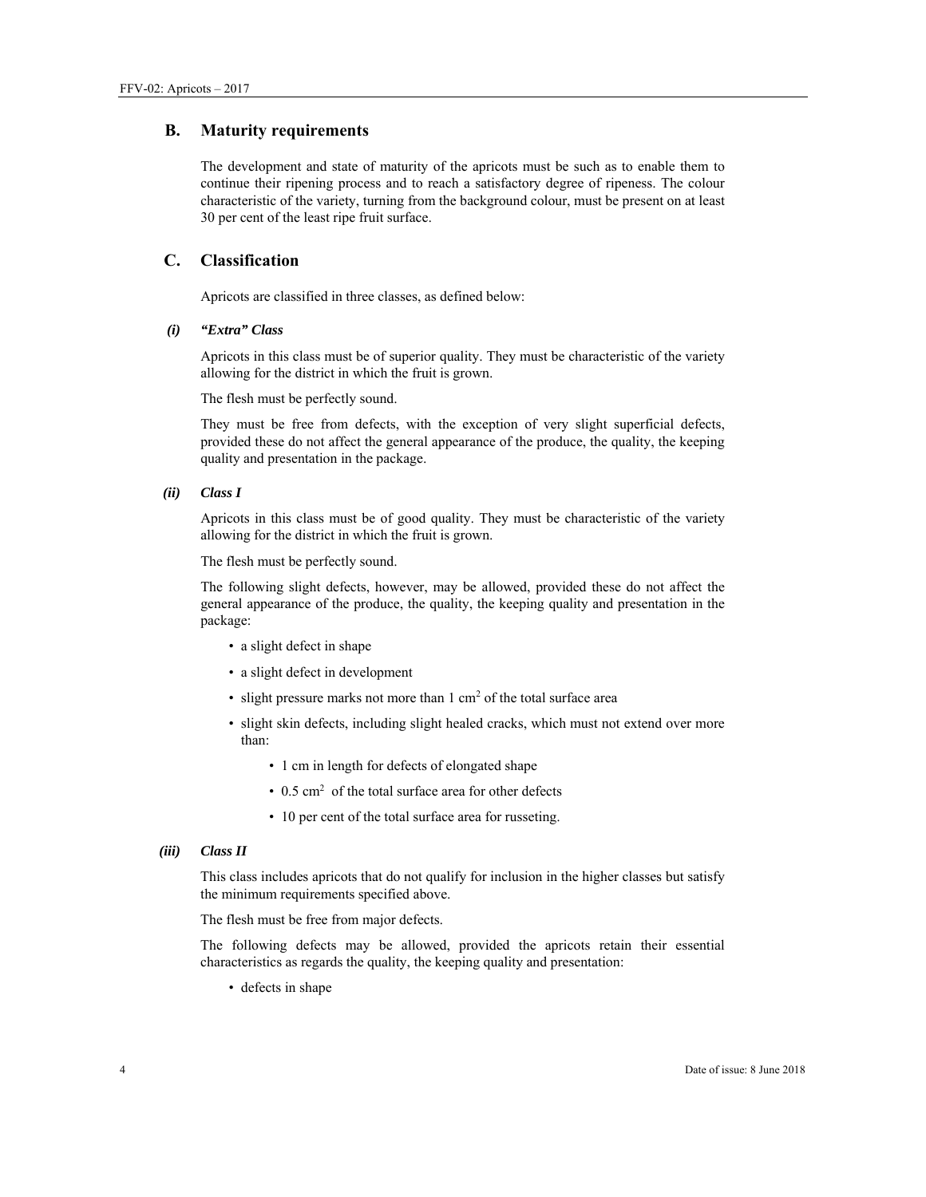## B. Maturity requirements

The development and state of maturity of the apricots must be such as to enable them to continue their ripening process and to reach a satisfactory degree of ripeness. The colour characteristic of the variety, turning from the background colour, must be present on at least 30 per cent of the least ripe fruit surface.

## C. Classification

Apricots are classified in three classes, as defined below:

### *(i) "Extra" Class*

Apricots in this class must be of superior quality. They must be characteristic of the variety allowing for the district in which the fruit is grown.

The flesh must be perfectly sound.

They must be free from defects, with the exception of very slight superficial defects, provided these do not affect the general appearance of the produce, the quality, the keeping quality and presentation in the package.

### *(ii) Class I*

Apricots in this class must be of good quality. They must be characteristic of the variety allowing for the district in which the fruit is grown.

The flesh must be perfectly sound.

The following slight defects, however, may be allowed, provided these do not affect the general appearance of the produce, the quality, the keeping quality and presentation in the package:

- a slight defect in shape
- a slight defect in development
- slight pressure marks not more than 1 $cm^2$ of the total surface area
- slight skin defects, including slight healed cracks, which must not extend over more than:
  - 1 cm in length for defects of elongated shape
  - 0.5 $cm^2$ of the total surface area for other defects
  - 10 per cent of the total surface area for russeting.

### *(iii) Class II*

This class includes apricots that do not qualify for inclusion in the higher classes but satisfy the minimum requirements specified above.

The flesh must be free from major defects.

The following defects may be allowed, provided the apricots retain their essential characteristics as regards the quality, the keeping quality and presentation:

- defects in shape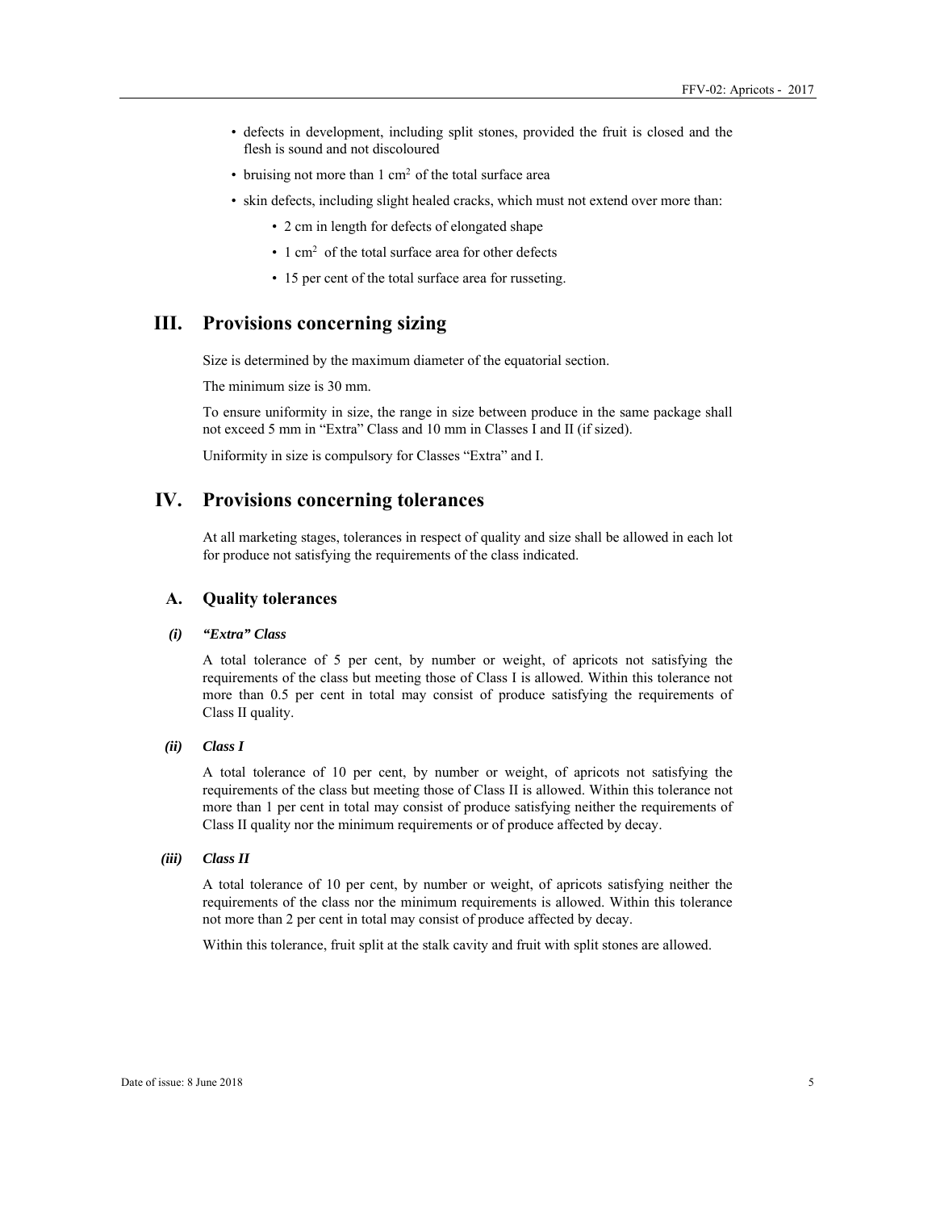- defects in development, including split stones, provided the fruit is closed and the flesh is sound and not discoloured
- bruising not more than 1 $cm^2$ of the total surface area
- skin defects, including slight healed cracks, which must not extend over more than:
  - 2 cm in length for defects of elongated shape
  - 1 $cm^2$ of the total surface area for other defects
  - 15 per cent of the total surface area for russeting.

# III. Provisions concerning sizing

Size is determined by the maximum diameter of the equatorial section.

The minimum size is 30 mm.

To ensure uniformity in size, the range in size between produce in the same package shall not exceed 5 mm in "Extra" Class and 10 mm in Classes I and II (if sized).

Uniformity in size is compulsory for Classes "Extra" and I.

# IV. Provisions concerning tolerances

At all marketing stages, tolerances in respect of quality and size shall be allowed in each lot for produce not satisfying the requirements of the class indicated.

## A. Quality tolerances

### (i) *"Extra" Class*

A total tolerance of 5 per cent, by number or weight, of apricots not satisfying the requirements of the class but meeting those of Class I is allowed. Within this tolerance not more than 0.5 per cent in total may consist of produce satisfying the requirements of Class II quality.

### (ii) *Class I*

A total tolerance of 10 per cent, by number or weight, of apricots not satisfying the requirements of the class but meeting those of Class II is allowed. Within this tolerance not more than 1 per cent in total may consist of produce satisfying neither the requirements of Class II quality nor the minimum requirements or of produce affected by decay.

### (iii) *Class II*

A total tolerance of 10 per cent, by number or weight, of apricots satisfying neither the requirements of the class nor the minimum requirements is allowed. Within this tolerance not more than 2 per cent in total may consist of produce affected by decay.

Within this tolerance, fruit split at the stalk cavity and fruit with split stones are allowed.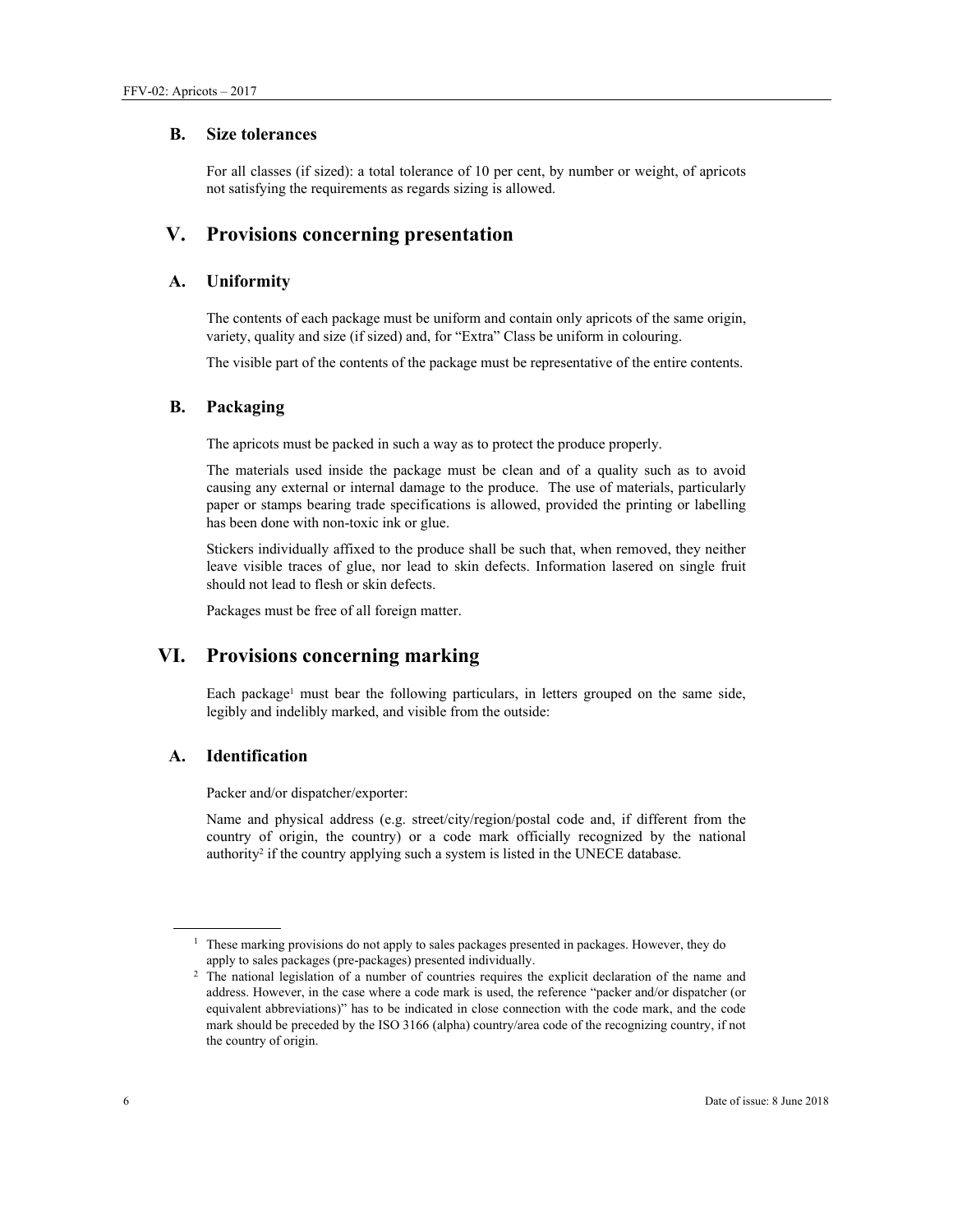### B. Size tolerances

For all classes (if sized): a total tolerance of 10 per cent, by number or weight, of apricots not satisfying the requirements as regards sizing is allowed.

## V. Provisions concerning presentation

### A. Uniformity

The contents of each package must be uniform and contain only apricots of the same origin, variety, quality and size (if sized) and, for "Extra" Class be uniform in colouring.

The visible part of the contents of the package must be representative of the entire contents.

### B. Packaging

The apricots must be packed in such a way as to protect the produce properly.

The materials used inside the package must be clean and of a quality such as to avoid causing any external or internal damage to the produce. The use of materials, particularly paper or stamps bearing trade specifications is allowed, provided the printing or labelling has been done with non-toxic ink or glue.

Stickers individually affixed to the produce shall be such that, when removed, they neither leave visible traces of glue, nor lead to skin defects. Information lasered on single fruit should not lead to flesh or skin defects.

Packages must be free of all foreign matter.

## VI. Provisions concerning marking

Each package[1] must bear the following particulars, in letters grouped on the same side, legibly and indelibly marked, and visible from the outside:

### A. Identification

Packer and/or dispatcher/exporter:

Name and physical address (e.g. street/city/region/postal code and, if different from the country of origin, the country) or a code mark officially recognized by the national authority[2] if the country applying such a system is listed in the UNECE database.

---

[1] These marking provisions do not apply to sales packages presented in packages. However, they do apply to sales packages (pre-packages) presented individually.

[2] The national legislation of a number of countries requires the explicit declaration of the name and address. However, in the case where a code mark is used, the reference "packer and/or dispatcher (or equivalent abbreviations)" has to be indicated in close connection with the code mark, and the code mark should be preceded by the ISO 3166 (alpha) country/area code of the recognizing country, if not the country of origin.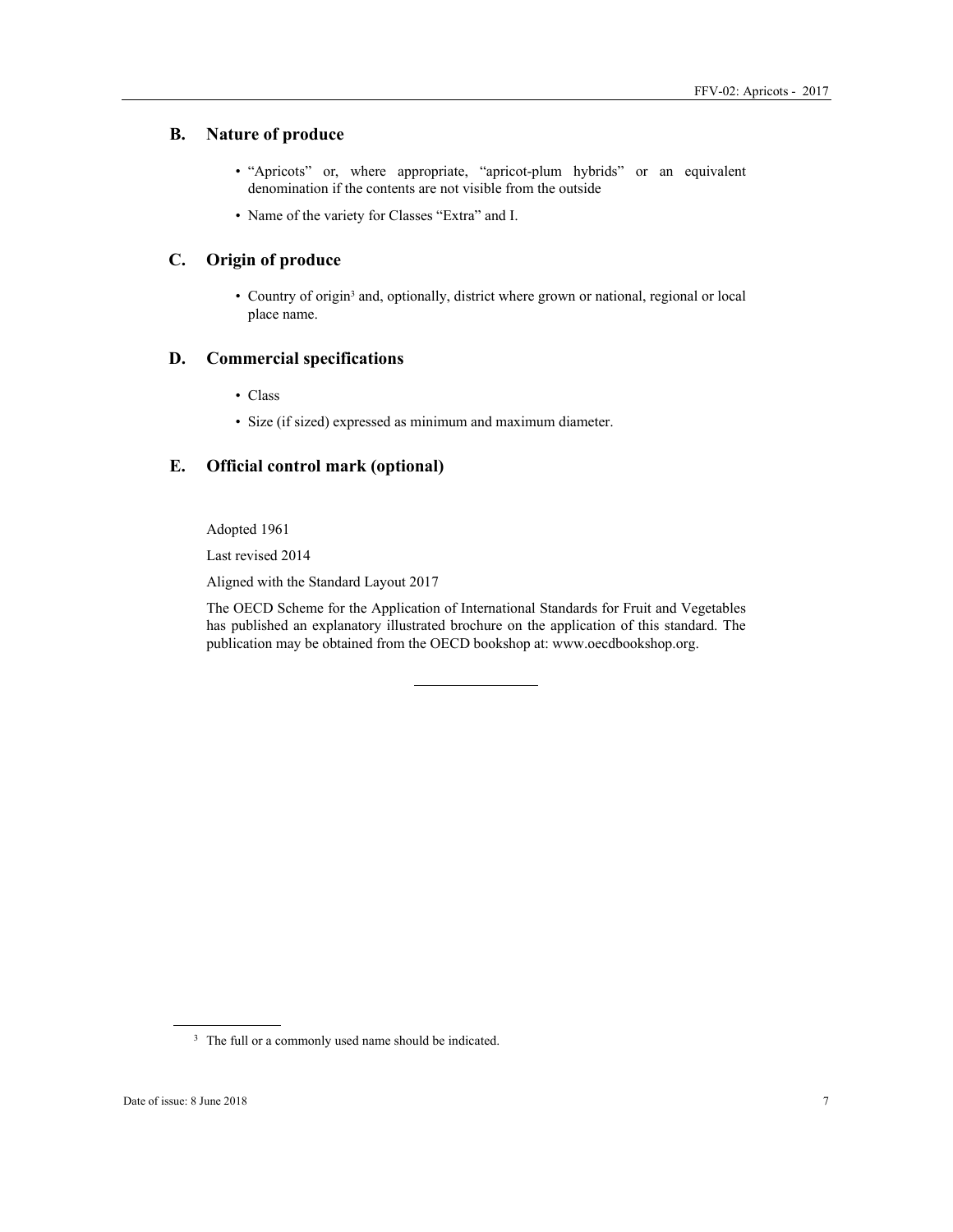## B. Nature of produce

- "Apricots" or, where appropriate, "apricot-plum hybrids" or an equivalent denomination if the contents are not visible from the outside
- Name of the variety for Classes "Extra" and I.

## C. Origin of produce

- Country of origin[3] and, optionally, district where grown or national, regional or local place name.

## D. Commercial specifications

- Class
- Size (if sized) expressed as minimum and maximum diameter.

## E. Official control mark (optional)

Adopted 1961

Last revised 2014

Aligned with the Standard Layout 2017

The OECD Scheme for the Application of International Standards for Fruit and Vegetables has published an explanatory illustrated brochure on the application of this standard. The publication may be obtained from the OECD bookshop at: www.oecdbookshop.org.

---

[3] The full or a commonly used name should be indicated.